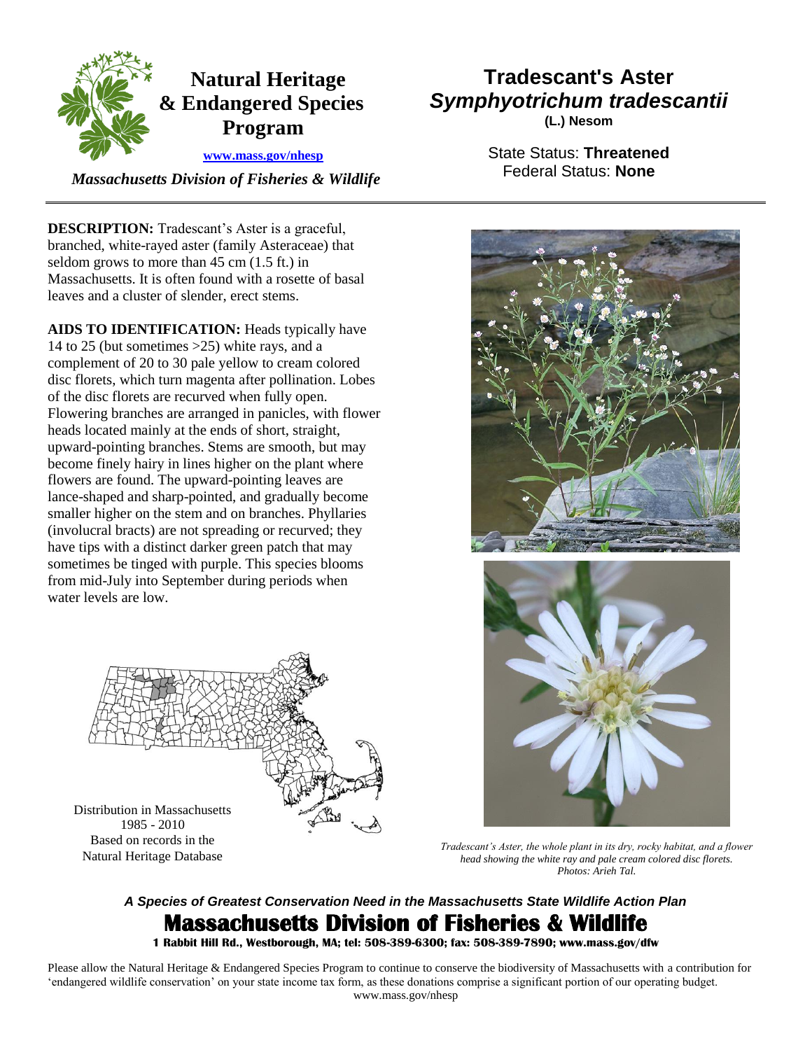# Natural Heritage & Endangered Species Program

www.mass.gov/nhesp

*Massachusetts Division of Fisheries & Wildlife*

# Tradescant's Aster
## *Symphyotrichum tradescantii*
**(L.) Nesom**

State Status: **Threatened**
Federal Status: **None**

---

**DESCRIPTION:** Tradescant's Aster is a graceful, branched, white-rayed aster (family Asteraceae) that seldom grows to more than 45 cm (1.5 ft.) in Massachusetts. It is often found with a rosette of basal leaves and a cluster of slender, erect stems.

**AIDS TO IDENTIFICATION:** Heads typically have 14 to 25 (but sometimes >25) white rays, and a complement of 20 to 30 pale yellow to cream colored disc florets, which turn magenta after pollination. Lobes of the disc florets are recurved when fully open. Flowering branches are arranged in panicles, with flower heads located mainly at the ends of short, straight, upward-pointing branches. Stems are smooth, but may become finely hairy in lines higher on the plant where flowers are found. The upward-pointing leaves are lance-shaped and sharp-pointed, and gradually become smaller higher on the stem and on branches. Phyllaries (involucral bracts) are not spreading or recurved; they have tips with a distinct darker green patch that may sometimes be tinged with purple. This species blooms from mid-July into September during periods when water levels are low.

Distribution in Massachusetts
1985 - 2010
Based on records in the
Natural Heritage Database

*Tradescant's Aster, the whole plant in its dry, rocky habitat, and a flower head showing the white ray and pale cream colored disc florets. Photos: Arieh Tal.*

***A Species of Greatest Conservation Need in the Massachusetts State Wildlife Action Plan***

## Massachusetts Division of Fisheries & Wildlife

**1 Rabbit Hill Rd., Westborough, MA; tel: 508-389-6300; fax: 508-389-7890; www.mass.gov/dfw**

Please allow the Natural Heritage & Endangered Species Program to continue to conserve the biodiversity of Massachusetts with a contribution for 'endangered wildlife conservation' on your state income tax form, as these donations comprise a significant portion of our operating budget. www.mass.gov/nhesp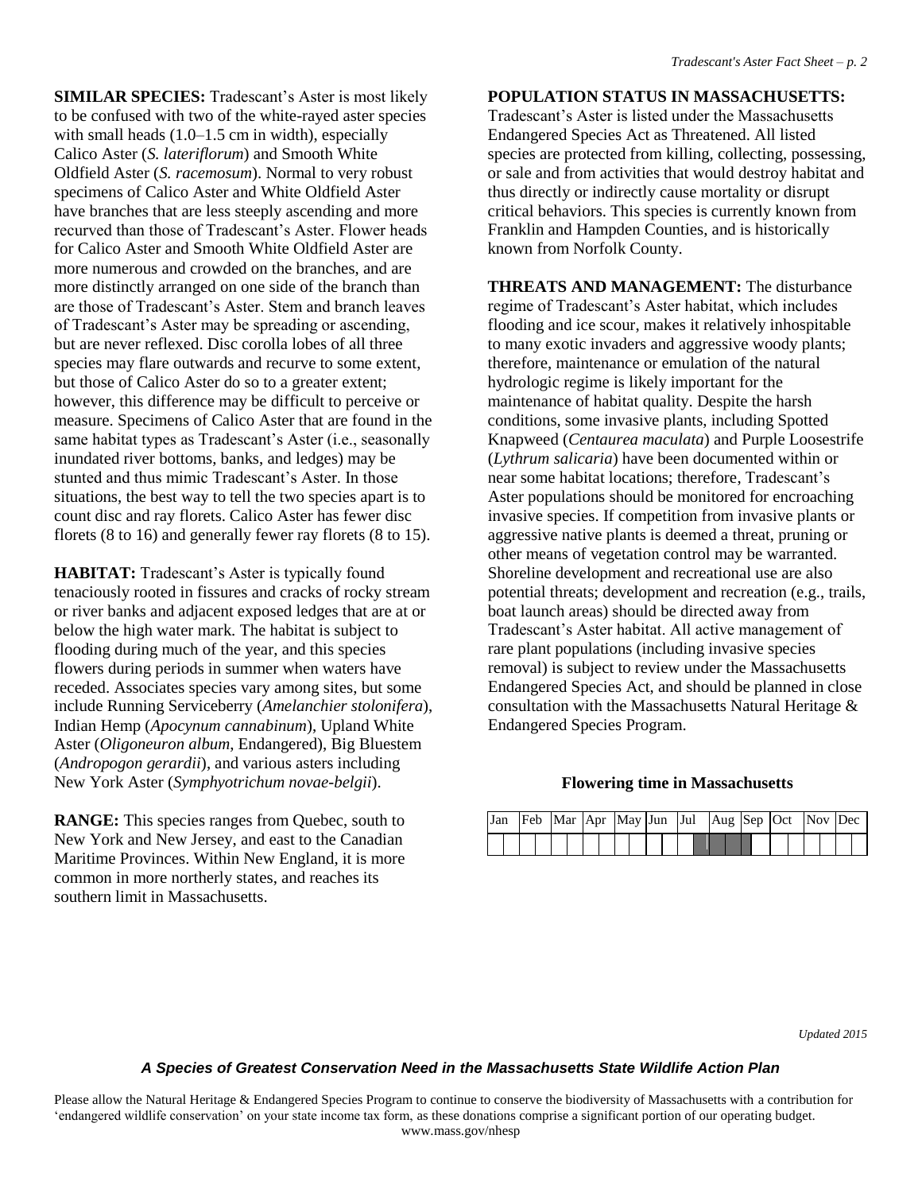**SIMILAR SPECIES:** Tradescant's Aster is most likely to be confused with two of the white-rayed aster species with small heads (1.0–1.5 cm in width), especially Calico Aster (*S. lateriflorum*) and Smooth White Oldfield Aster (*S. racemosum*). Normal to very robust specimens of Calico Aster and White Oldfield Aster have branches that are less steeply ascending and more recurved than those of Tradescant's Aster. Flower heads for Calico Aster and Smooth White Oldfield Aster are more numerous and crowded on the branches, and are more distinctly arranged on one side of the branch than are those of Tradescant's Aster. Stem and branch leaves of Tradescant's Aster may be spreading or ascending, but are never reflexed. Disc corolla lobes of all three species may flare outwards and recurve to some extent, but those of Calico Aster do so to a greater extent; however, this difference may be difficult to perceive or measure. Specimens of Calico Aster that are found in the same habitat types as Tradescant's Aster (i.e., seasonally inundated river bottoms, banks, and ledges) may be stunted and thus mimic Tradescant's Aster. In those situations, the best way to tell the two species apart is to count disc and ray florets. Calico Aster has fewer disc florets (8 to 16) and generally fewer ray florets (8 to 15).

**HABITAT:** Tradescant's Aster is typically found tenaciously rooted in fissures and cracks of rocky stream or river banks and adjacent exposed ledges that are at or below the high water mark. The habitat is subject to flooding during much of the year, and this species flowers during periods in summer when waters have receded. Associates species vary among sites, but some include Running Serviceberry (*Amelanchier stolonifera*), Indian Hemp (*Apocynum cannabinum*), Upland White Aster (*Oligoneuron album*, Endangered), Big Bluestem (*Andropogon gerardii*), and various asters including New York Aster (*Symphyotrichum novae-belgii*).

**RANGE:** This species ranges from Quebec, south to New York and New Jersey, and east to the Canadian Maritime Provinces. Within New England, it is more common in more northerly states, and reaches its southern limit in Massachusetts.

**POPULATION STATUS IN MASSACHUSETTS:** Tradescant's Aster is listed under the Massachusetts Endangered Species Act as Threatened. All listed species are protected from killing, collecting, possessing, or sale and from activities that would destroy habitat and thus directly or indirectly cause mortality or disrupt critical behaviors. This species is currently known from Franklin and Hampden Counties, and is historically known from Norfolk County.

**THREATS AND MANAGEMENT:** The disturbance regime of Tradescant's Aster habitat, which includes flooding and ice scour, makes it relatively inhospitable to many exotic invaders and aggressive woody plants; therefore, maintenance or emulation of the natural hydrologic regime is likely important for the maintenance of habitat quality. Despite the harsh conditions, some invasive plants, including Spotted Knapweed (*Centaurea maculata*) and Purple Loosestrife (*Lythrum salicaria*) have been documented within or near some habitat locations; therefore, Tradescant's Aster populations should be monitored for encroaching invasive species. If competition from invasive plants or aggressive native plants is deemed a threat, pruning or other means of vegetation control may be warranted. Shoreline development and recreational use are also potential threats; development and recreation (e.g., trails, boat launch areas) should be directed away from Tradescant's Aster habitat. All active management of rare plant populations (including invasive species removal) is subject to review under the Massachusetts Endangered Species Act, and should be planned in close consultation with the Massachusetts Natural Heritage & Endangered Species Program.

**Flowering time in Massachusetts**

Jan Feb Mar Apr May Jun Jul Aug Sep Oct Nov Dec

*Updated 2015*

***A Species of Greatest Conservation Need in the Massachusetts State Wildlife Action Plan***

Please allow the Natural Heritage & Endangered Species Program to continue to conserve the biodiversity of Massachusetts with a contribution for 'endangered wildlife conservation' on your state income tax form, as these donations comprise a significant portion of our operating budget.
www.mass.gov/nhesp